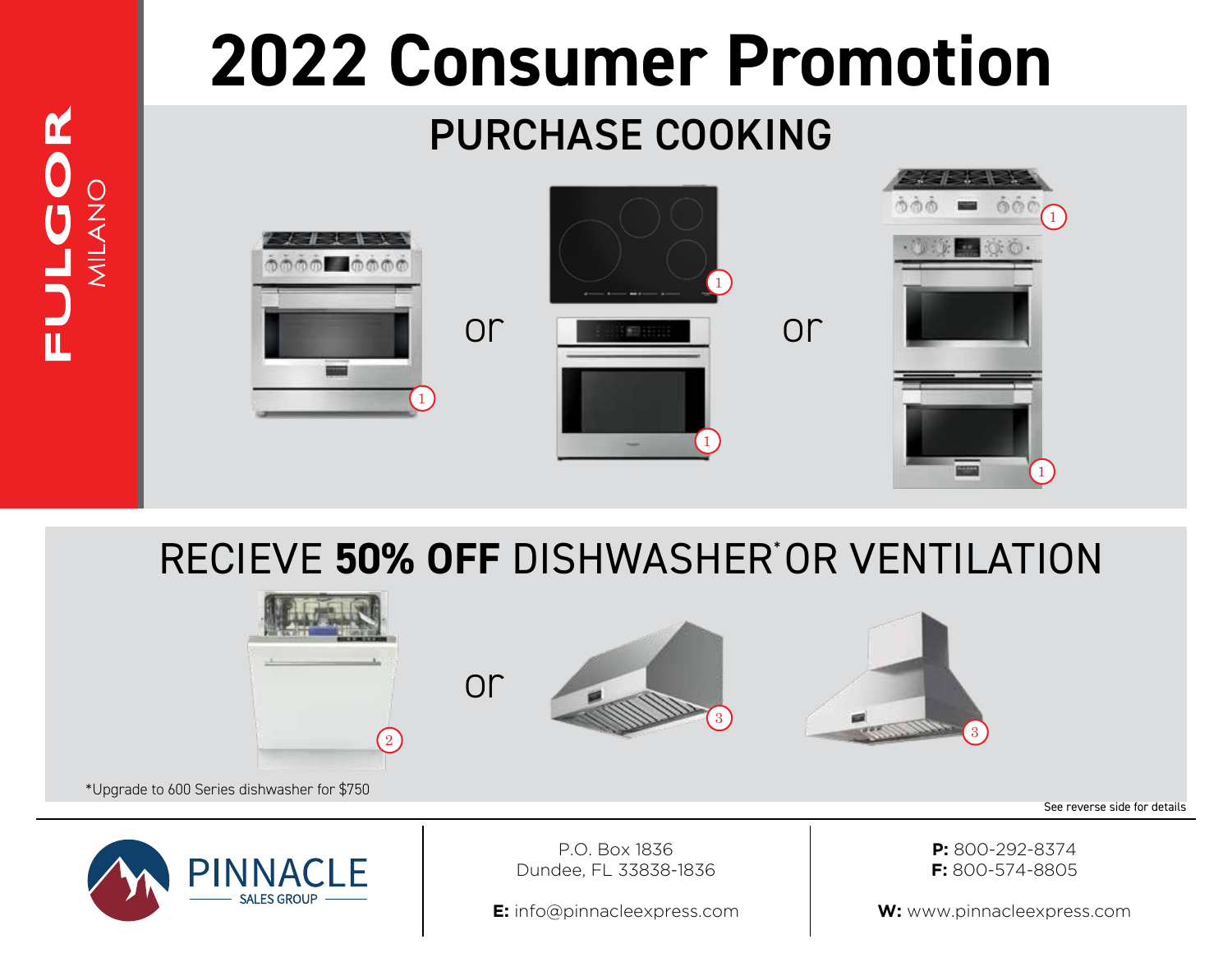FULGOR MILANO

# 2022 Consumer Promotion

## PURCHASE COOKING

1 or 1 1 or 1 1

## RECIEVE **50% OFF** DISHWASHER* OR VENTILATION

2 or 3 3

*Upgrade to 600 Series dishwasher for $750

See reverse side for details

PINNACLE SALES GROUP

P.O. Box 1836
Dundee, FL 33838-1836

**E:** info@pinnacleexpress.com

**P:** 800-292-8374
**F:** 800-574-8805

**W:** www.pinnacleexpress.com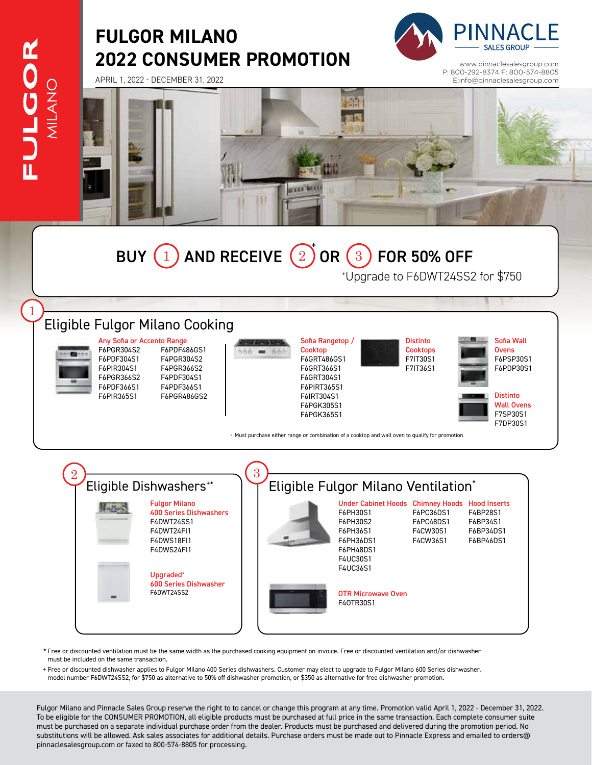# FULGOR MILANO 2022 CONSUMER PROMOTION

APRIL 1, 2022 - DECEMBER 31, 2022

FULGOR MILANO

PINNACLE SALES GROUP

www.pinnaclesalesgroup.com
P: 800-292-8374 F: 800-574-8805
E:info@pinnaclesalesgroup.com

## BUY 1 AND RECEIVE 2+ OR 3 FOR 50% OFF

+Upgrade to F6DWT24SS2 for $750

## 1 Eligible Fulgor Milano Cooking

**Any Sofia or Accento Range**

F6PGR304S2
F6PDF304S1
F6PIR304S1
F6PGR366S2
F6PDF366S1
F6PIR365S1
F6PDF486GS1
F4PGR304S2
F4PGR366S2
F4PDF304S1
F4PDF366S1
F6PGR486GS2

**Sofia Rangetop / Cooktop**

F6GRT486GS1
F6GRT366S1
F6GRT304S1
F6PIRT365S1
F6IRT304S1
F6PGK305S1
F6PGK365S1

**Distinto Cooktops**

F7IT30S1
F7IT36S1

**Sofia Wall Ovens**

F6PSP30S1
F6PDP30S1

**Distinto Wall Ovens**

F7SP30S1
F7DP30S1

• Must purchase either range or combination of a cooktop and wall oven to qualify for promotion

## 2 Eligible Dishwashers+*

**Fulgor Milano 400 Series Dishwashers**

F4DWT24SS1
F4DWT24FI1
F4DWS18FI1
F4DWS24FI1

**Upgraded+ 600 Series Dishwasher**

F6DWT24SS2

## 3 Eligible Fulgor Milano Ventilation*

**Under Cabinet Hoods**

F6PH30S1
F6PH30S2
F6PH36S1
F6PH36DS1
F6PH48DS1
F4UC30S1
F4UC36S1

**Chimney Hoods**

F6PC36DS1
F6PC48DS1
F4CW30S1
F4CW36S1

**Hood Inserts**

F4BP28S1
F6BP34S1
F6BP34DS1
F6BP46DS1

**OTR Microwave Oven**

F4OTR30S1

\* Free or discounted ventilation must be the same width as the purchased cooking equipment on invoice. Free or discounted ventilation and/or dishwasher must be included on the same transaction.

+ Free or discounted dishwasher applies to Fulgor Milano 400 Series dishwashers. Customer may elect to upgrade to Fulgor Milano 600 Series dishwasher, model number F6DWT24SS2, for $750 as alternative to 50% off dishwasher promotion, or $350 as alternative for free dishwasher promotion.

Fulgor Milano and Pinnacle Sales Group reserve the right to to cancel or change this program at any time. Promotion valid April 1, 2022 - December 31, 2022. To be eligible for the CONSUMER PROMOTION, all eligible products must be purchased at full price in the same transaction. Each complete consumer suite must be purchased on a separate individual purchase order from the dealer. Products must be purchased and delivered during the promotion period. No substitutions will be allowed. Ask sales associates for additional details. Purchase orders must be made out to Pinnacle Express and emailed to orders@pinnaclesalesgroup.com or faxed to 800-574-8805 for processing.